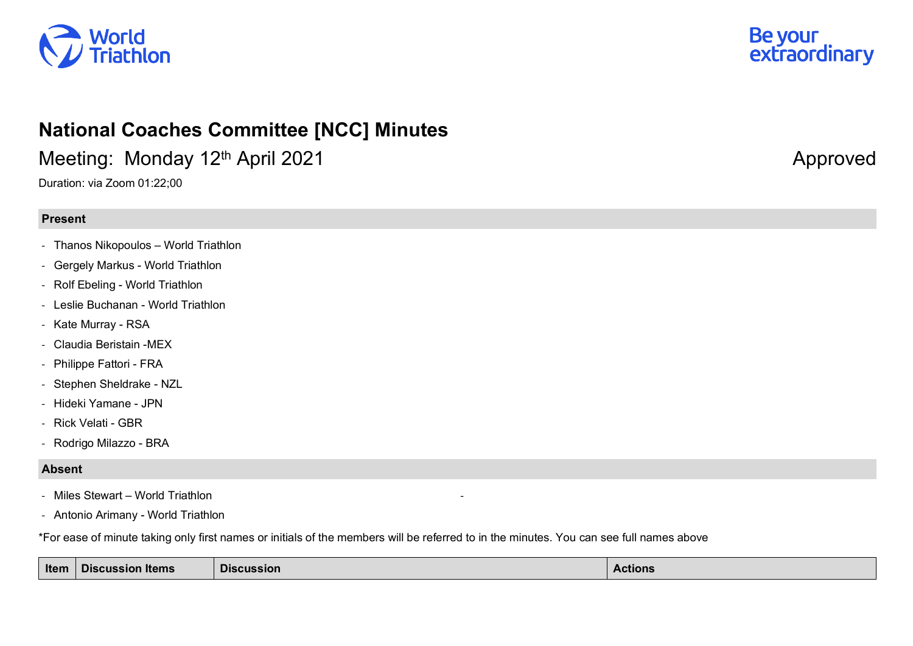# National Coaches Committee [NCC] Minutes

## Meeting: Monday 12th April 2021 Approved

Duration: via Zoom 01:22;00

**Present**

- Thanos Nikopoulos – World Triathlon
- Gergely Markus - World Triathlon
- Rolf Ebeling - World Triathlon
- Leslie Buchanan - World Triathlon
- Kate Murray - RSA
- Claudia Beristain -MEX
- Philippe Fattori - FRA
- Stephen Sheldrake - NZL
- Hideki Yamane - JPN
- Rick Velati - GBR
- Rodrigo Milazzo - BRA

**Absent**

- Miles Stewart – World Triathlon
- Antonio Arimany - World Triathlon

*For ease of minute taking only first names or initials of the members will be referred to in the minutes. You can see full names above

| Item | Discussion Items | Discussion | Actions |
|---|---|---|---|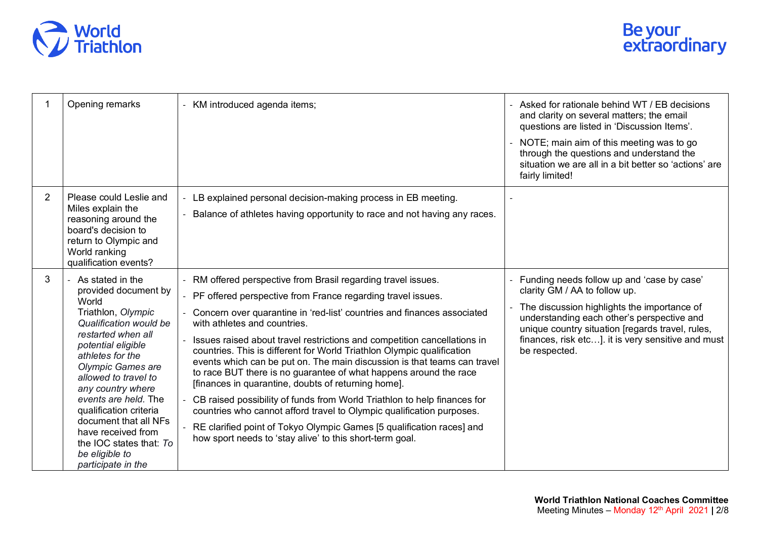| | | | |
|---|---|---|---|
| 1 | Opening remarks | - KM introduced agenda items; | - Asked for rationale behind WT / EB decisions and clarity on several matters; the email questions are listed in 'Discussion Items'.<br>- NOTE; main aim of this meeting was to go through the questions and understand the situation we are all in a bit better so 'actions' are fairly limited! |
| 2 | Please could Leslie and Miles explain the reasoning around the board's decision to return to Olympic and World ranking qualification events? | - LB explained personal decision-making process in EB meeting.<br>- Balance of athletes having opportunity to race and not having any races. | - |
| 3 | - As stated in the provided document by World Triathlon, *Olympic Qualification would be restarted when all potential eligible athletes for the Olympic Games are allowed to travel to any country where events are held*. The qualification criteria document that all NFs have received from the IOC states that: *To be eligible to participate in the* | - RM offered perspective from Brasil regarding travel issues.<br>- PF offered perspective from France regarding travel issues.<br>- Concern over quarantine in 'red-list' countries and finances associated with athletes and countries.<br>- Issues raised about travel restrictions and competition cancellations in countries. This is different for World Triathlon Olympic qualification events which can be put on. The main discussion is that teams can travel to race BUT there is no guarantee of what happens around the race [finances in quarantine, doubts of returning home].<br>- CB raised possibility of funds from World Triathlon to help finances for countries who cannot afford travel to Olympic qualification purposes.<br>- RE clarified point of Tokyo Olympic Games [5 qualification races] and how sport needs to 'stay alive' to this short-term goal. | - Funding needs follow up and 'case by case' clarity GM / AA to follow up.<br>- The discussion highlights the importance of understanding each other's perspective and unique country situation [regards travel, rules, finances, risk etc…]. it is very sensitive and must be respected. |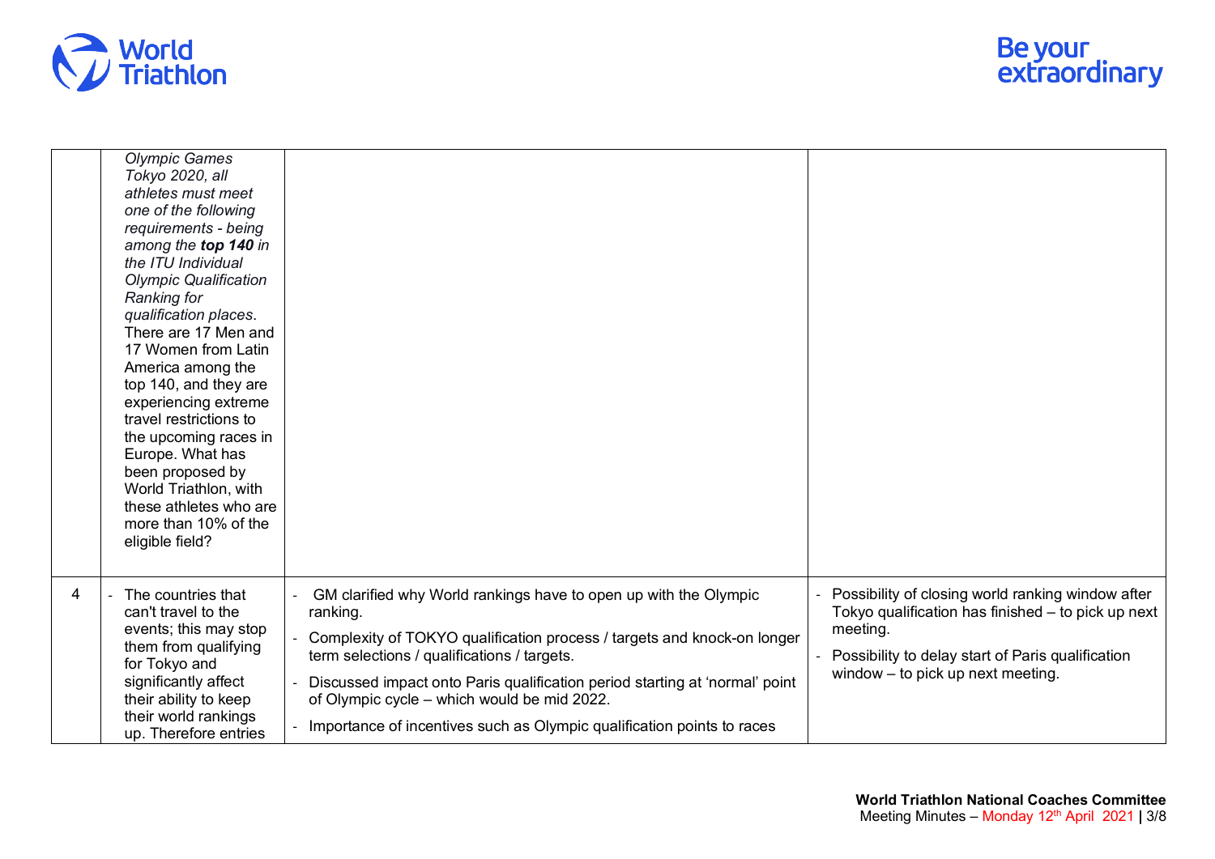| | | | |
|---|---|---|---|
| | *Olympic Games Tokyo 2020, all athletes must meet one of the following requirements - being among the **top 140** in the ITU Individual Olympic Qualification Ranking for qualification places*. There are 17 Men and 17 Women from Latin America among the top 140, and they are experiencing extreme travel restrictions to the upcoming races in Europe. What has been proposed by World Triathlon, with these athletes who are more than 10% of the eligible field? | | |
| 4 | - The countries that can't travel to the events; this may stop them from qualifying for Tokyo and significantly affect their ability to keep their world rankings up. Therefore entries | - GM clarified why World rankings have to open up with the Olympic ranking.<br>- Complexity of TOKYO qualification process / targets and knock-on longer term selections / qualifications / targets.<br>- Discussed impact onto Paris qualification period starting at 'normal' point of Olympic cycle – which would be mid 2022.<br>- Importance of incentives such as Olympic qualification points to races | - Possibility of closing world ranking window after Tokyo qualification has finished – to pick up next meeting.<br>- Possibility to delay start of Paris qualification window – to pick up next meeting. |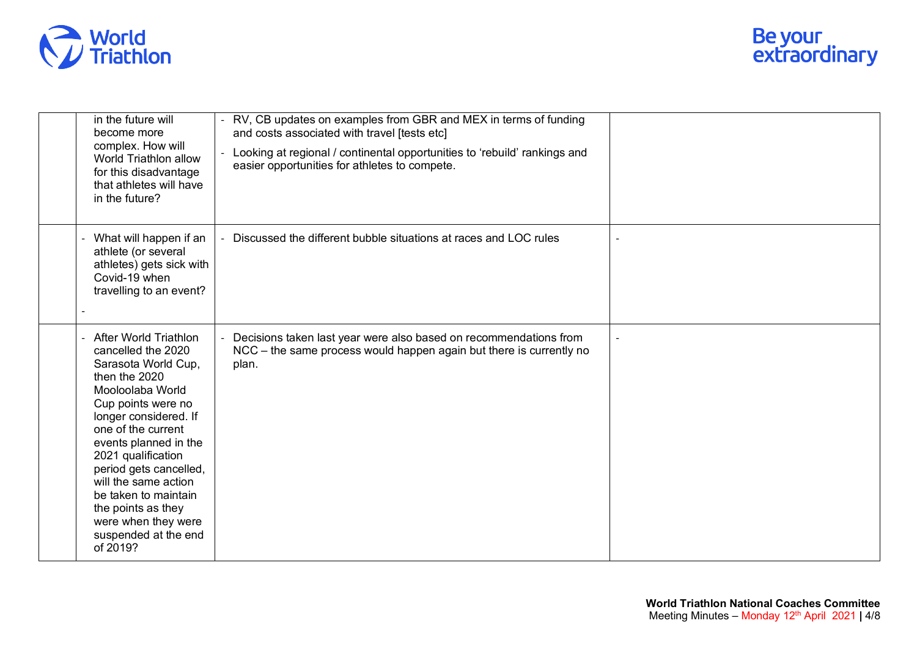| | | | |
|---|---|---|---|
| | in the future will become more complex. How will World Triathlon allow for this disadvantage that athletes will have in the future? | - RV, CB updates on examples from GBR and MEX in terms of funding and costs associated with travel [tests etc]<br>- Looking at regional / continental opportunities to 'rebuild' rankings and easier opportunities for athletes to compete. | |
| | - What will happen if an athlete (or several athletes) gets sick with Covid-19 when travelling to an event?<br>- | - Discussed the different bubble situations at races and LOC rules | - |
| | - After World Triathlon cancelled the 2020 Sarasota World Cup, then the 2020 Mooloolaba World Cup points were no longer considered. If one of the current events planned in the 2021 qualification period gets cancelled, will the same action be taken to maintain the points as they were when they were suspended at the end of 2019? | - Decisions taken last year were also based on recommendations from NCC – the same process would happen again but there is currently no plan. | - |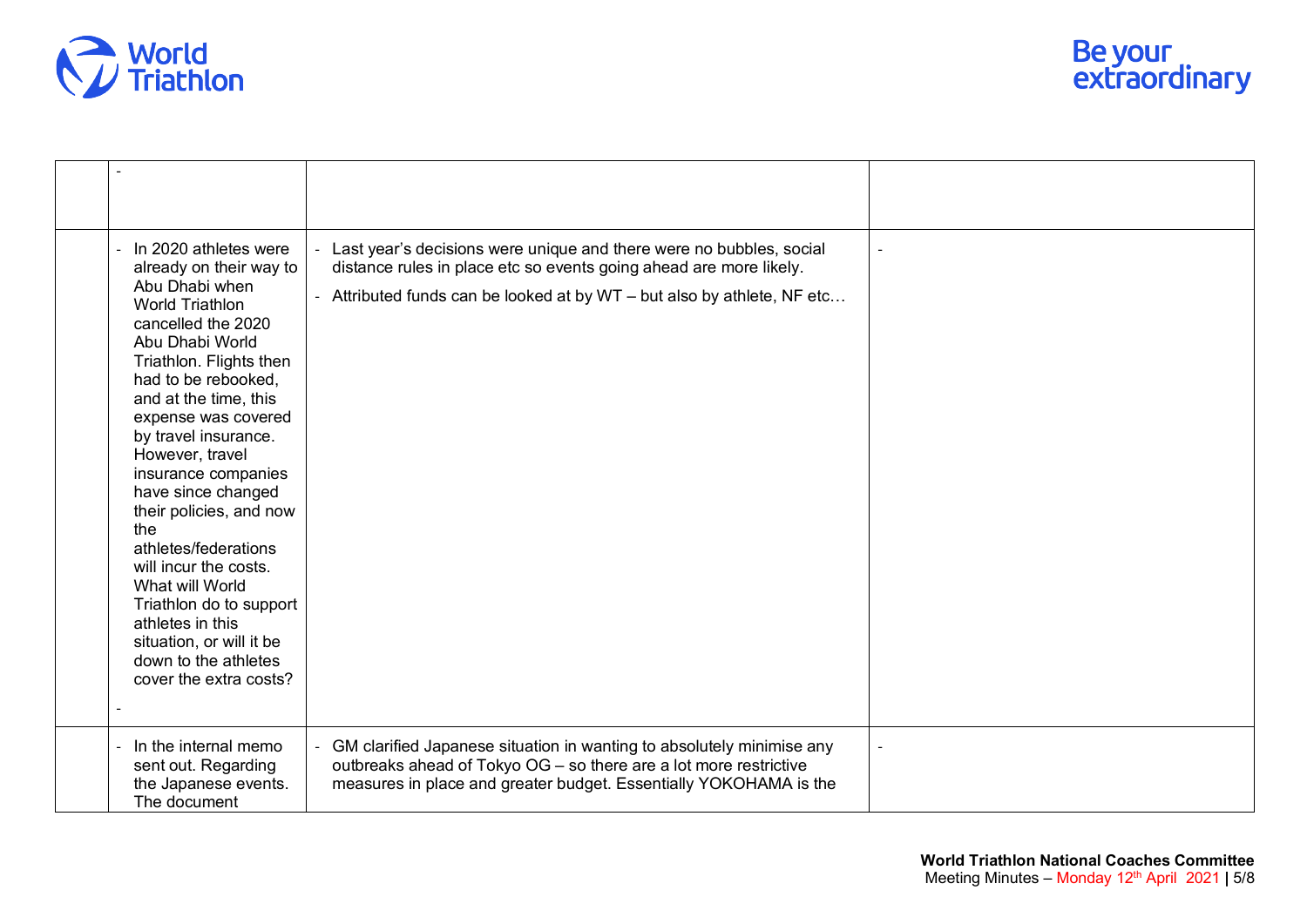|  |  |  |  |
|---|---|---|---|
|  | - |  |  |
|  | - In 2020 athletes were already on their way to Abu Dhabi when World Triathlon cancelled the 2020 Abu Dhabi World Triathlon. Flights then had to be rebooked, and at the time, this expense was covered by travel insurance. However, travel insurance companies have since changed their policies, and now the athletes/federations will incur the costs. What will World Triathlon do to support athletes in this situation, or will it be down to the athletes cover the extra costs?<br>- | - Last year's decisions were unique and there were no bubbles, social distance rules in place etc so events going ahead are more likely.<br>- Attributed funds can be looked at by WT – but also by athlete, NF etc… | - |
|  | - In the internal memo sent out. Regarding the Japanese events. The document | - GM clarified Japanese situation in wanting to absolutely minimise any outbreaks ahead of Tokyo OG – so there are a lot more restrictive measures in place and greater budget. Essentially YOKOHAMA is the | - |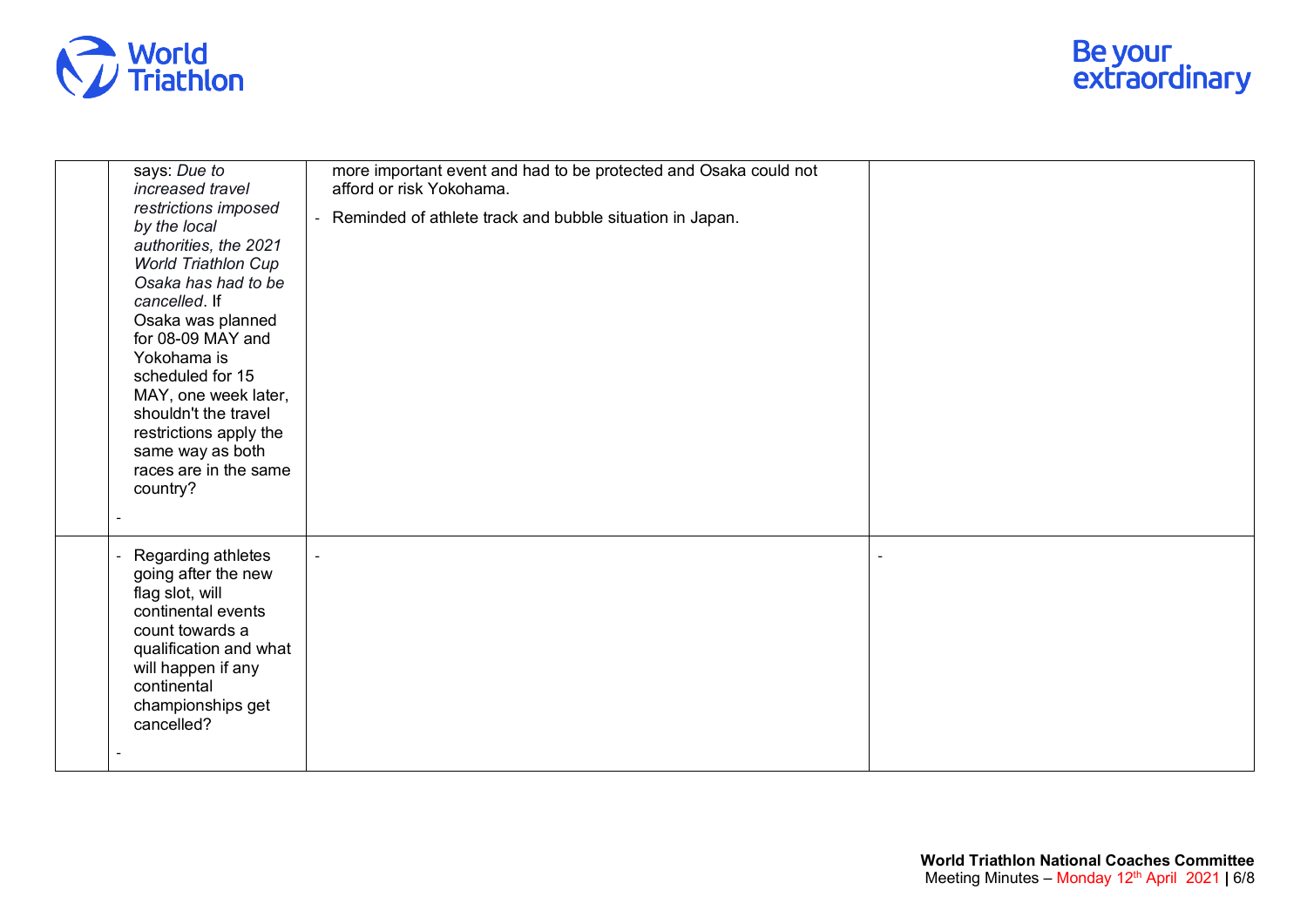| | | | |
|---|---|---|---|
| | says: *Due to increased travel restrictions imposed by the local authorities, the 2021 World Triathlon Cup Osaka has had to be cancelled*. If Osaka was planned for 08-09 MAY and Yokohama is scheduled for 15 MAY, one week later, shouldn't the travel restrictions apply the same way as both races are in the same country? <br> - | more important event and had to be protected and Osaka could not afford or risk Yokohama. <br> - Reminded of athlete track and bubble situation in Japan. | |
| | - Regarding athletes going after the new flag slot, will continental events count towards a qualification and what will happen if any continental championships get cancelled? <br> - | - | - |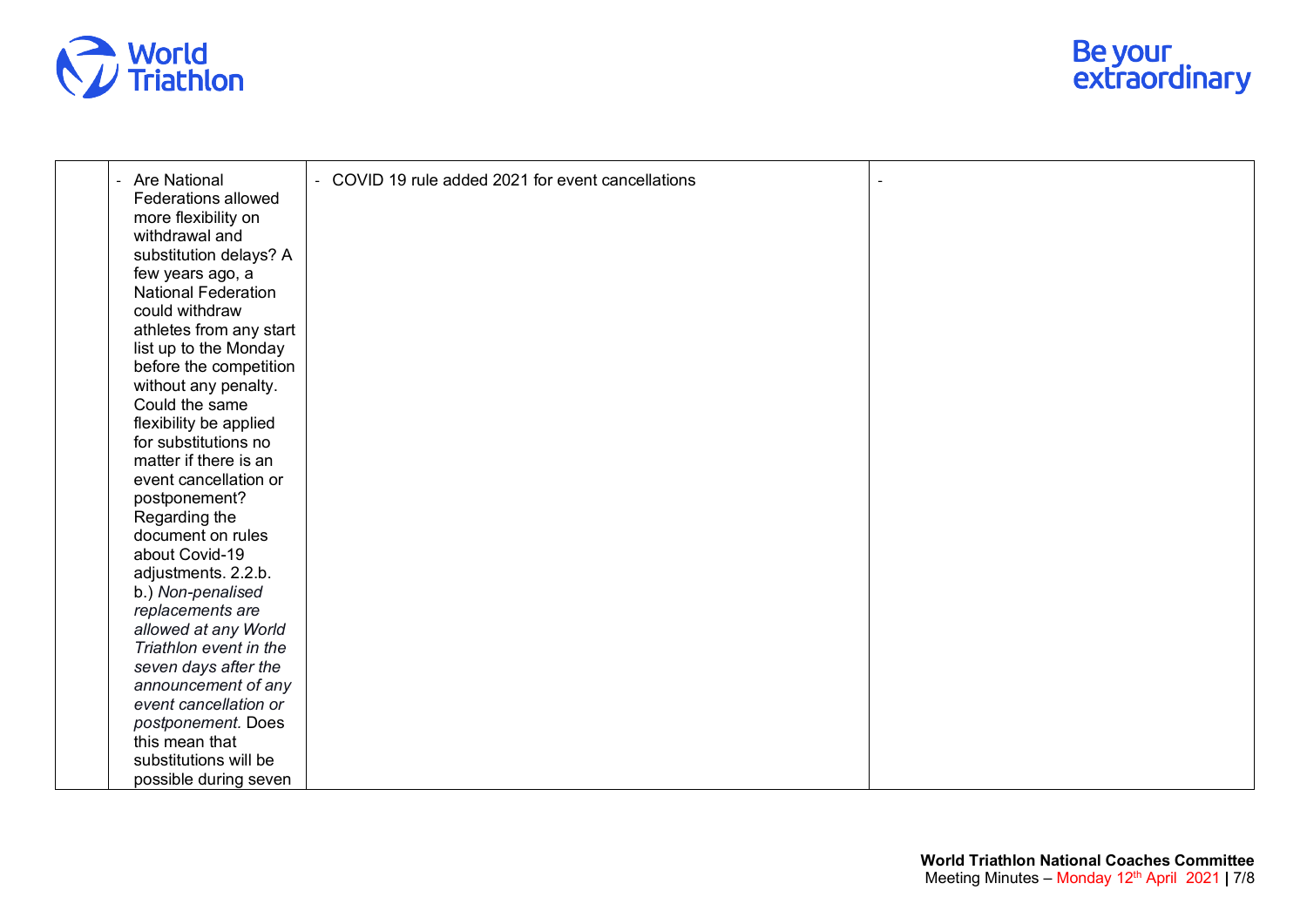|  |  |  |  |
|---|---|---|---|
|  | - Are National Federations allowed more flexibility on withdrawal and substitution delays? A few years ago, a National Federation could withdraw athletes from any start list up to the Monday before the competition without any penalty. Could the same flexibility be applied for substitutions no matter if there is an event cancellation or postponement? Regarding the document on rules about Covid-19 adjustments. 2.2.b. b.) *Non-penalised replacements are allowed at any World Triathlon event in the seven days after the announcement of any event cancellation or postponement.* Does this mean that substitutions will be possible during seven | - COVID 19 rule added 2021 for event cancellations | - |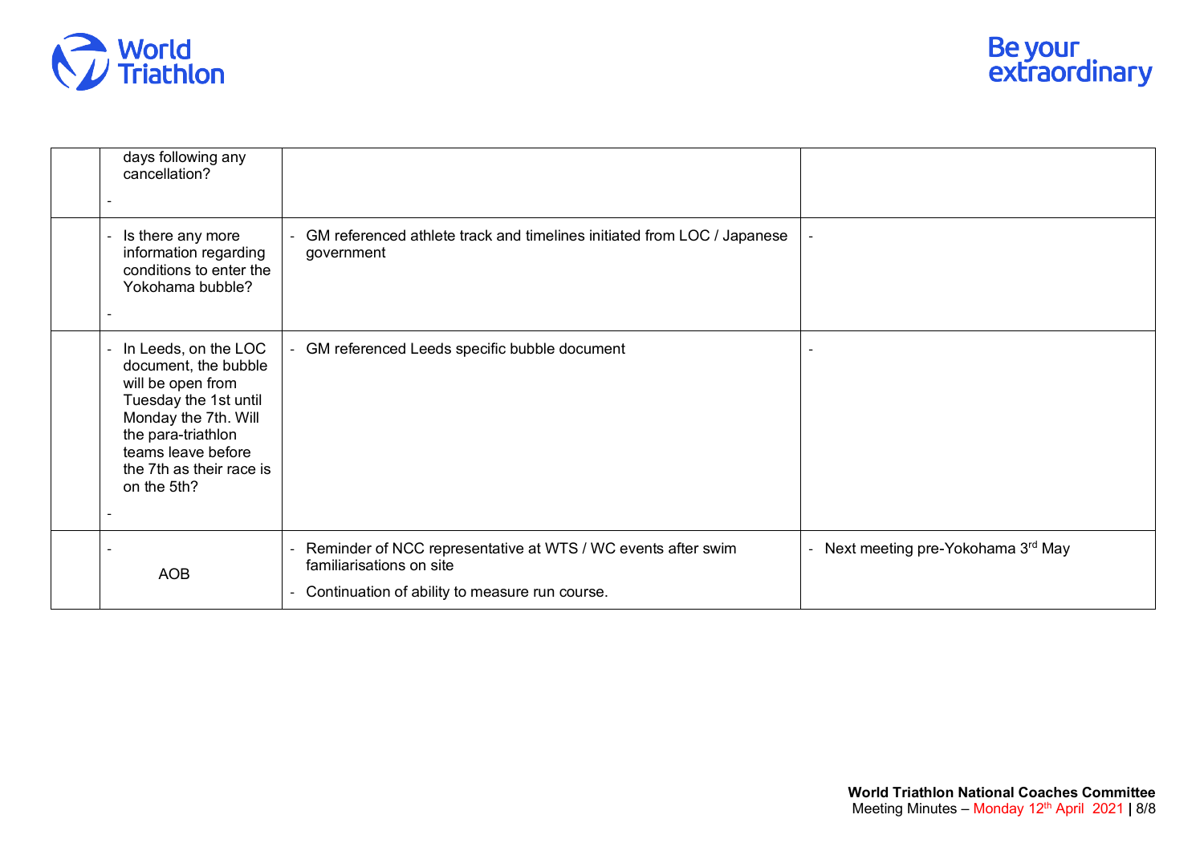| | | | |
|---|---|---|---|
| | days following any cancellation?<br>- | | |
| | - Is there any more information regarding conditions to enter the Yokohama bubble?<br>- | - GM referenced athlete track and timelines initiated from LOC / Japanese government | - |
| | - In Leeds, on the LOC document, the bubble will be open from Tuesday the 1st until Monday the 7th. Will the para-triathlon teams leave before the 7th as their race is on the 5th?<br>- | - GM referenced Leeds specific bubble document | - |
| | -<br>AOB | - Reminder of NCC representative at WTS / WC events after swim familiarisations on site<br>- Continuation of ability to measure run course. | - Next meeting pre-Yokohama 3rd May |